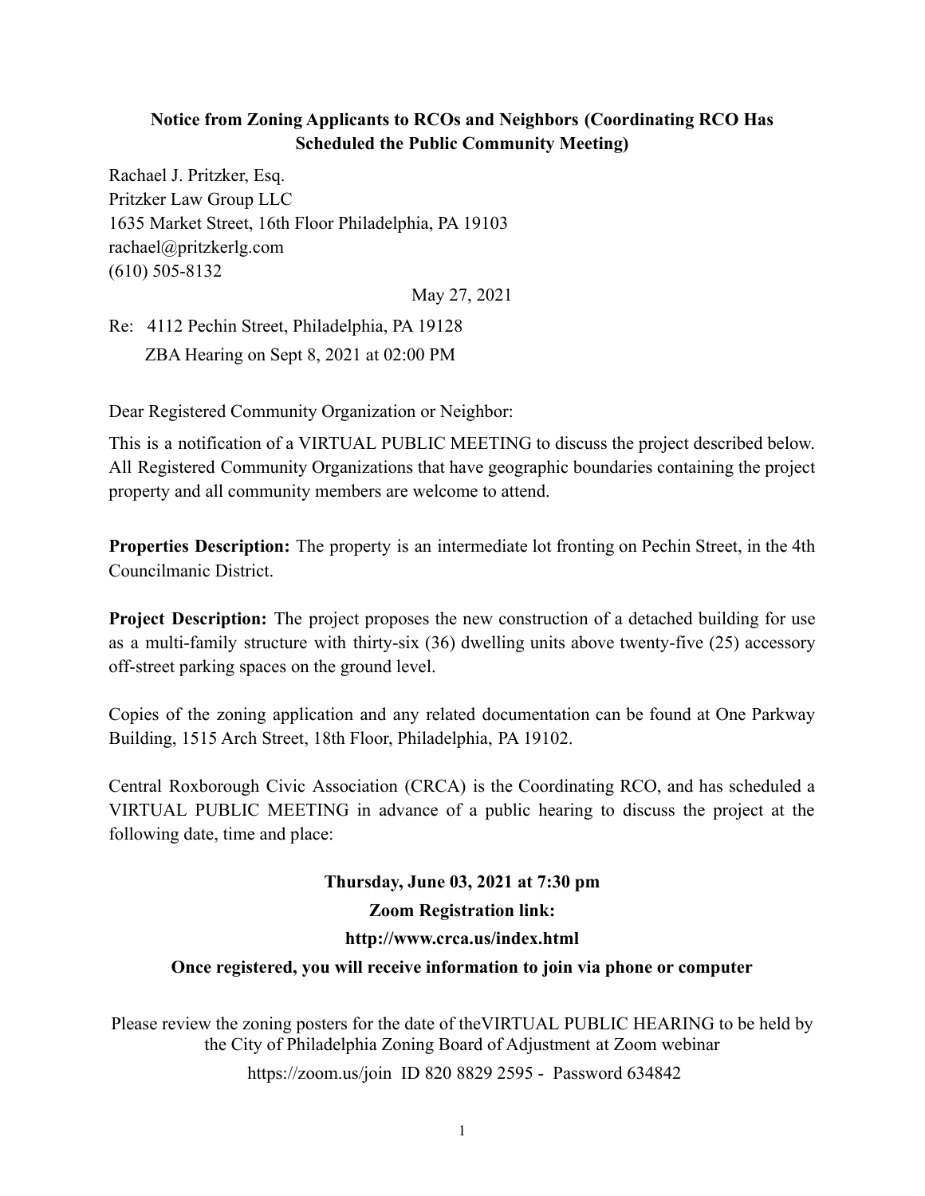**Notice from Zoning Applicants to RCOs and Neighbors (Coordinating RCO Has Scheduled the Public Community Meeting)**

Rachael J. Pritzker, Esq.
Pritzker Law Group LLC
1635 Market Street, 16th Floor Philadelphia, PA 19103
rachael@pritzkerlg.com
(610) 505-8132

May 27, 2021

Re: 4112 Pechin Street, Philadelphia, PA 19128
ZBA Hearing on Sept 8, 2021 at 02:00 PM

Dear Registered Community Organization or Neighbor:

This is a notification of a VIRTUAL PUBLIC MEETING to discuss the project described below. All Registered Community Organizations that have geographic boundaries containing the project property and all community members are welcome to attend.

**Properties Description:** The property is an intermediate lot fronting on Pechin Street, in the 4th Councilmanic District.

**Project Description:** The project proposes the new construction of a detached building for use as a multi-family structure with thirty-six (36) dwelling units above twenty-five (25) accessory off-street parking spaces on the ground level.

Copies of the zoning application and any related documentation can be found at One Parkway Building, 1515 Arch Street, 18th Floor, Philadelphia, PA 19102.

Central Roxborough Civic Association (CRCA) is the Coordinating RCO, and has scheduled a VIRTUAL PUBLIC MEETING in advance of a public hearing to discuss the project at the following date, time and place:

**Thursday, June 03, 2021 at 7:30 pm**

**Zoom Registration link:**

**http://www.crca.us/index.html**

**Once registered, you will receive information to join via phone or computer**

Please review the zoning posters for the date of theVIRTUAL PUBLIC HEARING to be held by the City of Philadelphia Zoning Board of Adjustment at Zoom webinar

https://zoom.us/join ID 820 8829 2595 - Password 634842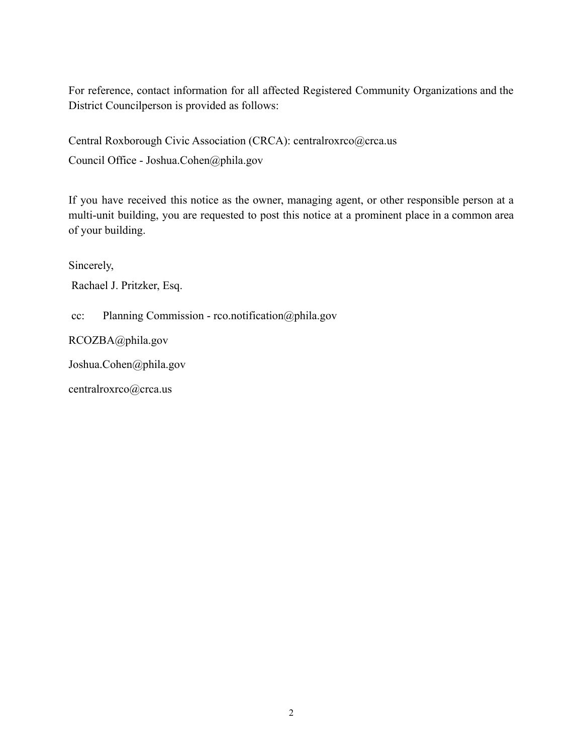For reference, contact information for all affected Registered Community Organizations and the District Councilperson is provided as follows:

Central Roxborough Civic Association (CRCA): centralroxrco@crca.us

Council Office - Joshua.Cohen@phila.gov

If you have received this notice as the owner, managing agent, or other responsible person at a multi-unit building, you are requested to post this notice at a prominent place in a common area of your building.

Sincerely,

Rachael J. Pritzker, Esq.

cc: Planning Commission - rco.notification@phila.gov

RCOZBA@phila.gov

Joshua.Cohen@phila.gov

centralroxrco@crca.us